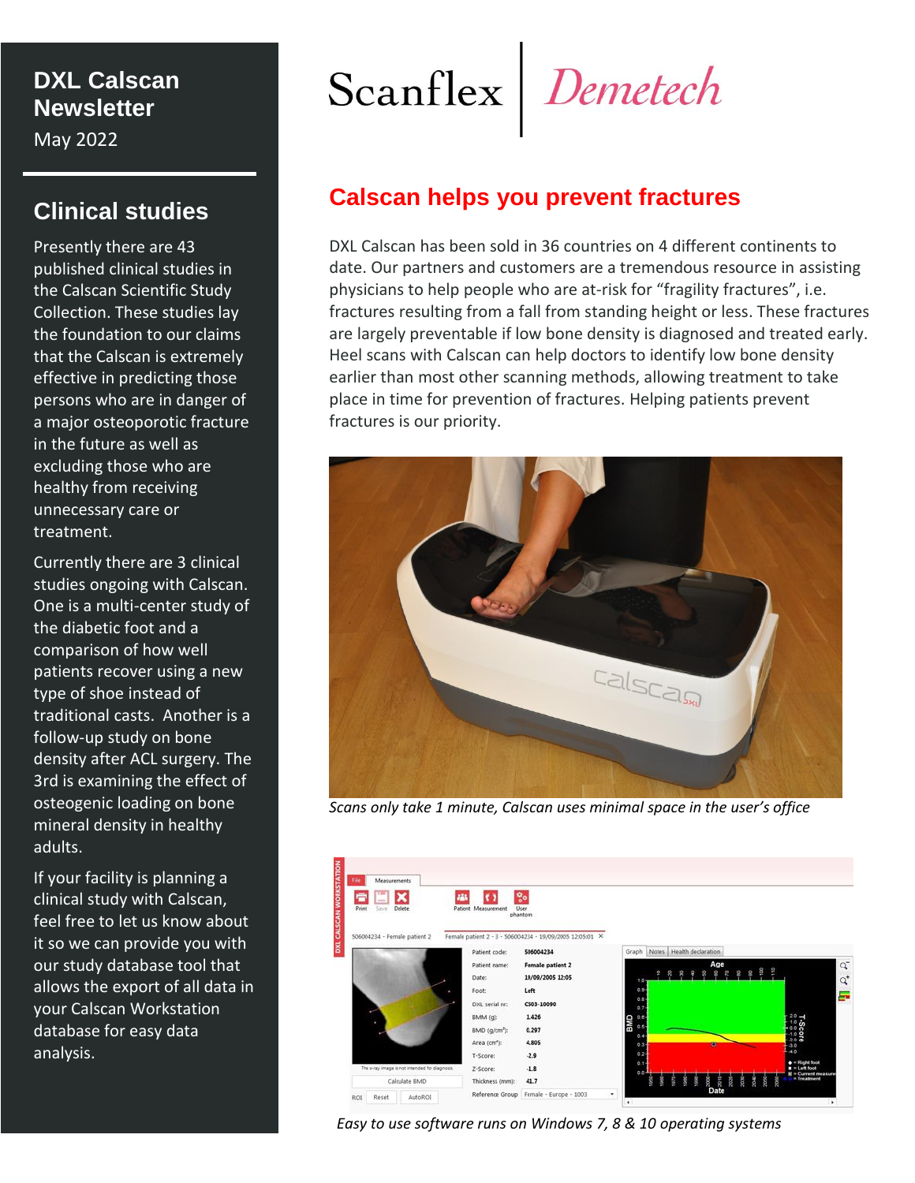# DXL Calscan Newsletter

May 2022

## Clinical studies

Presently there are 43 published clinical studies in the Calscan Scientific Study Collection. These studies lay the foundation to our claims that the Calscan is extremely effective in predicting those persons who are in danger of a major osteoporotic fracture in the future as well as excluding those who are healthy from receiving unnecessary care or treatment.

Currently there are 3 clinical studies ongoing with Calscan. One is a multi-center study of the diabetic foot and a comparison of how well patients recover using a new type of shoe instead of traditional casts. Another is a follow-up study on bone density after ACL surgery. The 3rd is examining the effect of osteogenic loading on bone mineral density in healthy adults.

If your facility is planning a clinical study with Calscan, feel free to let us know about it so we can provide you with our study database tool that allows the export of all data in your Calscan Workstation database for easy data analysis.

Scanflex | *Demetech*

## Calscan helps you prevent fractures

DXL Calscan has been sold in 36 countries on 4 different continents to date. Our partners and customers are a tremendous resource in assisting physicians to help people who are at-risk for "fragility fractures", i.e. fractures resulting from a fall from standing height or less. These fractures are largely preventable if low bone density is diagnosed and treated early. Heel scans with Calscan can help doctors to identify low bone density earlier than most other scanning methods, allowing treatment to take place in time for prevention of fractures. Helping patients prevent fractures is our priority.

*Scans only take 1 minute, Calscan uses minimal space in the user's office*

*Easy to use software runs on Windows 7, 8 & 10 operating systems*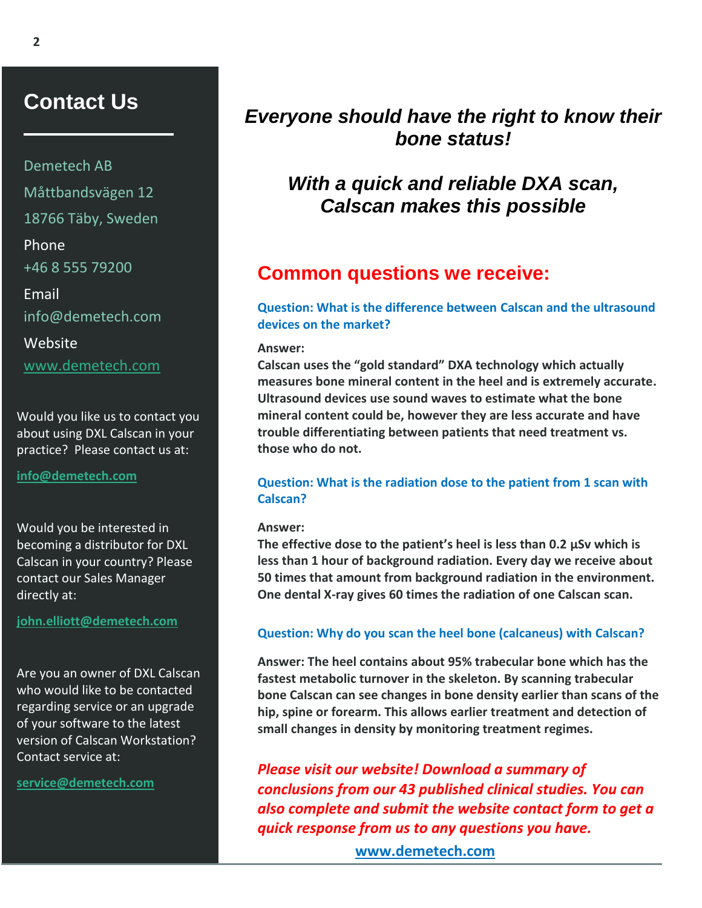## Contact Us

Demetech AB
Måttbandsvägen 12
18766 Täby, Sweden

Phone
+46 8 555 79200

Email
info@demetech.com

Website
www.demetech.com

Would you like us to contact you about using DXL Calscan in your practice? Please contact us at:

**info@demetech.com**

Would you be interested in becoming a distributor for DXL Calscan in your country? Please contact our Sales Manager directly at:

**john.elliott@demetech.com**

Are you an owner of DXL Calscan who would like to be contacted regarding service or an upgrade of your software to the latest version of Calscan Workstation? Contact service at:

**service@demetech.com**

***Everyone should have the right to know their bone status!***

***With a quick and reliable DXA scan, Calscan makes this possible***

## Common questions we receive:

**Question: What is the difference between Calscan and the ultrasound devices on the market?**

**Answer:**
**Calscan uses the "gold standard" DXA technology which actually measures bone mineral content in the heel and is extremely accurate. Ultrasound devices use sound waves to estimate what the bone mineral content could be, however they are less accurate and have trouble differentiating between patients that need treatment vs. those who do not.**

**Question: What is the radiation dose to the patient from 1 scan with Calscan?**

**Answer:**
**The effective dose to the patient's heel is less than 0.2 µSv which is less than 1 hour of background radiation. Every day we receive about 50 times that amount from background radiation in the environment. One dental X-ray gives 60 times the radiation of one Calscan scan.**

**Question: Why do you scan the heel bone (calcaneus) with Calscan?**

**Answer: The heel contains about 95% trabecular bone which has the fastest metabolic turnover in the skeleton. By scanning trabecular bone Calscan can see changes in bone density earlier than scans of the hip, spine or forearm. This allows earlier treatment and detection of small changes in density by monitoring treatment regimes.**

***Please visit our website! Download a summary of conclusions from our 43 published clinical studies. You can also complete and submit the website contact form to get a quick response from us to any questions you have.***

**www.demetech.com**